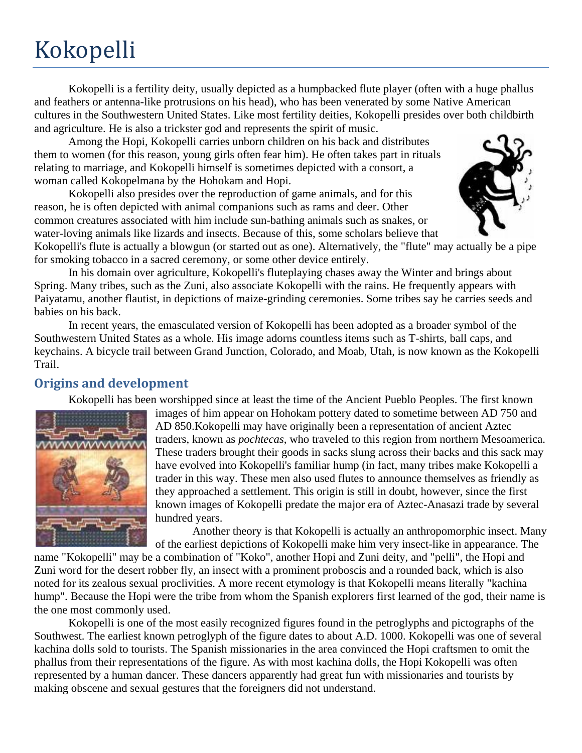# Kokopelli

Kokopelli is a fertility deity, usually depicted as a humpbacked flute player (often with a huge phallus and feathers or antenna-like protrusions on his head), who has been venerated by some Native American cultures in the Southwestern United States. Like most fertility deities, Kokopelli presides over both childbirth and agriculture. He is also a trickster god and represents the spirit of music.

Among the Hopi, Kokopelli carries unborn children on his back and distributes them to women (for this reason, young girls often fear him). He often takes part in rituals relating to marriage, and Kokopelli himself is sometimes depicted with a consort, a woman called Kokopelmana by the Hohokam and Hopi.

Kokopelli also presides over the reproduction of game animals, and for this reason, he is often depicted with animal companions such as rams and deer. Other common creatures associated with him include sun-bathing animals such as snakes, or water-loving animals like lizards and insects. Because of this, some scholars believe that Kokopelli's flute is actually a blowgun (or started out as one). Alternatively, the "flute" may actually be a pipe for smoking tobacco in a sacred ceremony, or some other device entirely.

In his domain over agriculture, Kokopelli's fluteplaying chases away the Winter and brings about Spring. Many tribes, such as the Zuni, also associate Kokopelli with the rains. He frequently appears with Paiyatamu, another flautist, in depictions of maize-grinding ceremonies. Some tribes say he carries seeds and babies on his back.

In recent years, the emasculated version of Kokopelli has been adopted as a broader symbol of the Southwestern United States as a whole. His image adorns countless items such as T-shirts, ball caps, and keychains. A bicycle trail between Grand Junction, Colorado, and Moab, Utah, is now known as the Kokopelli Trail.

## Origins and development

Kokopelli has been worshipped since at least the time of the Ancient Pueblo Peoples. The first known images of him appear on Hohokam pottery dated to sometime between AD 750 and AD 850.Kokopelli may have originally been a representation of ancient Aztec traders, known as *pochtecas*, who traveled to this region from northern Mesoamerica. These traders brought their goods in sacks slung across their backs and this sack may have evolved into Kokopelli's familiar hump (in fact, many tribes make Kokopelli a trader in this way. These men also used flutes to announce themselves as friendly as they approached a settlement. This origin is still in doubt, however, since the first known images of Kokopelli predate the major era of Aztec-Anasazi trade by several hundred years.

Another theory is that Kokopelli is actually an anthropomorphic insect. Many of the earliest depictions of Kokopelli make him very insect-like in appearance. The name "Kokopelli" may be a combination of "Koko", another Hopi and Zuni deity, and "pelli", the Hopi and Zuni word for the desert robber fly, an insect with a prominent proboscis and a rounded back, which is also noted for its zealous sexual proclivities. A more recent etymology is that Kokopelli means literally "kachina hump". Because the Hopi were the tribe from whom the Spanish explorers first learned of the god, their name is the one most commonly used.

Kokopelli is one of the most easily recognized figures found in the petroglyphs and pictographs of the Southwest. The earliest known petroglyph of the figure dates to about A.D. 1000. Kokopelli was one of several kachina dolls sold to tourists. The Spanish missionaries in the area convinced the Hopi craftsmen to omit the phallus from their representations of the figure. As with most kachina dolls, the Hopi Kokopelli was often represented by a human dancer. These dancers apparently had great fun with missionaries and tourists by making obscene and sexual gestures that the foreigners did not understand.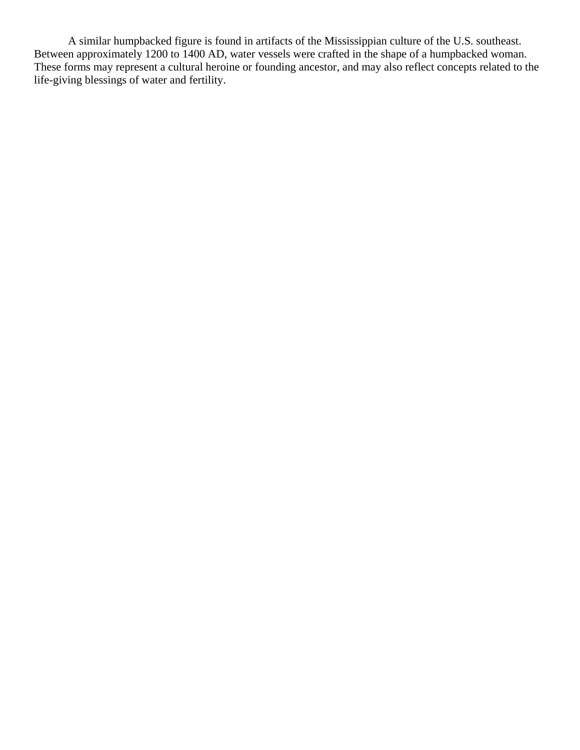A similar humpbacked figure is found in artifacts of the Mississippian culture of the U.S. southeast. Between approximately 1200 to 1400 AD, water vessels were crafted in the shape of a humpbacked woman. These forms may represent a cultural heroine or founding ancestor, and may also reflect concepts related to the life-giving blessings of water and fertility.